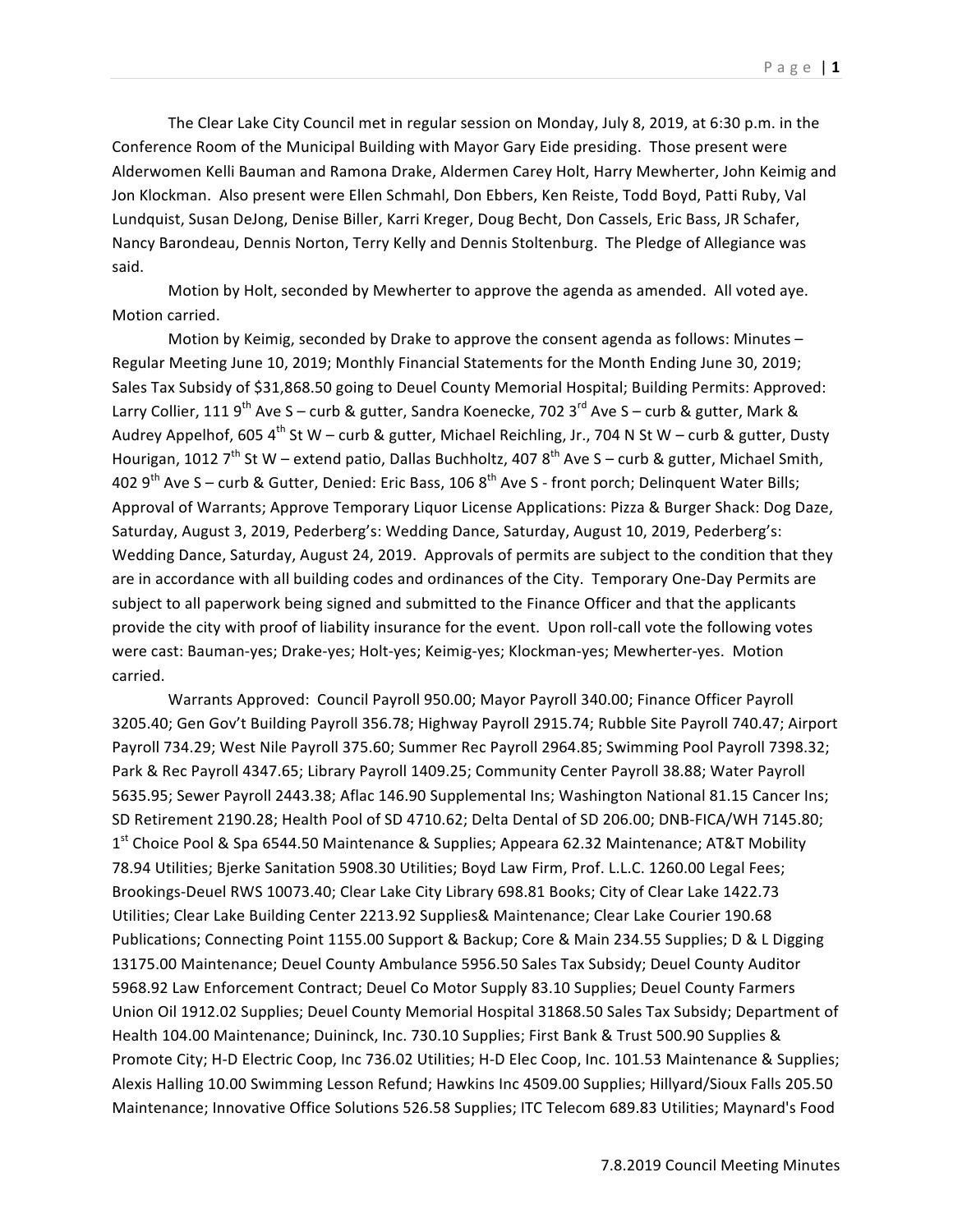The Clear Lake City Council met in regular session on Monday, July 8, 2019, at 6:30 p.m. in the Conference Room of the Municipal Building with Mayor Gary Eide presiding. Those present were Alderwomen Kelli Bauman and Ramona Drake, Aldermen Carey Holt, Harry Mewherter, John Keimig and Jon Klockman. Also present were Ellen Schmahl, Don Ebbers, Ken Reiste, Todd Boyd, Patti Ruby, Val Lundquist, Susan DeJong, Denise Biller, Karri Kreger, Doug Becht, Don Cassels, Eric Bass, JR Schafer, Nancy Barondeau, Dennis Norton, Terry Kelly and Dennis Stoltenburg. The Pledge of Allegiance was said.

Motion by Holt, seconded by Mewherter to approve the agenda as amended. All voted aye. Motion carried.

Motion by Keimig, seconded by Drake to approve the consent agenda as follows: Minutes – Regular Meeting June 10, 2019; Monthly Financial Statements for the Month Ending June 30, 2019; Sales Tax Subsidy of $31,868.50 going to Deuel County Memorial Hospital; Building Permits: Approved: Larry Collier, 111 9th Ave S – curb & gutter, Sandra Koenecke, 702 3rd Ave S – curb & gutter, Mark & Audrey Appelhof, 605 4th St W – curb & gutter, Michael Reichling, Jr., 704 N St W – curb & gutter, Dusty Hourigan, 1012 7th St W – extend patio, Dallas Buchholtz, 407 8th Ave S – curb & gutter, Michael Smith, 402 9th Ave S – curb & Gutter, Denied: Eric Bass, 106 8th Ave S - front porch; Delinquent Water Bills; Approval of Warrants; Approve Temporary Liquor License Applications: Pizza & Burger Shack: Dog Daze, Saturday, August 3, 2019, Pederberg's: Wedding Dance, Saturday, August 10, 2019, Pederberg's: Wedding Dance, Saturday, August 24, 2019. Approvals of permits are subject to the condition that they are in accordance with all building codes and ordinances of the City. Temporary One-Day Permits are subject to all paperwork being signed and submitted to the Finance Officer and that the applicants provide the city with proof of liability insurance for the event. Upon roll-call vote the following votes were cast: Bauman-yes; Drake-yes; Holt-yes; Keimig-yes; Klockman-yes; Mewherter-yes. Motion carried.

Warrants Approved: Council Payroll 950.00; Mayor Payroll 340.00; Finance Officer Payroll 3205.40; Gen Gov't Building Payroll 356.78; Highway Payroll 2915.74; Rubble Site Payroll 740.47; Airport Payroll 734.29; West Nile Payroll 375.60; Summer Rec Payroll 2964.85; Swimming Pool Payroll 7398.32; Park & Rec Payroll 4347.65; Library Payroll 1409.25; Community Center Payroll 38.88; Water Payroll 5635.95; Sewer Payroll 2443.38; Aflac 146.90 Supplemental Ins; Washington National 81.15 Cancer Ins; SD Retirement 2190.28; Health Pool of SD 4710.62; Delta Dental of SD 206.00; DNB-FICA/WH 7145.80; 1st Choice Pool & Spa 6544.50 Maintenance & Supplies; Appeara 62.32 Maintenance; AT&T Mobility 78.94 Utilities; Bjerke Sanitation 5908.30 Utilities; Boyd Law Firm, Prof. L.L.C. 1260.00 Legal Fees; Brookings-Deuel RWS 10073.40; Clear Lake City Library 698.81 Books; City of Clear Lake 1422.73 Utilities; Clear Lake Building Center 2213.92 Supplies& Maintenance; Clear Lake Courier 190.68 Publications; Connecting Point 1155.00 Support & Backup; Core & Main 234.55 Supplies; D & L Digging 13175.00 Maintenance; Deuel County Ambulance 5956.50 Sales Tax Subsidy; Deuel County Auditor 5968.92 Law Enforcement Contract; Deuel Co Motor Supply 83.10 Supplies; Deuel County Farmers Union Oil 1912.02 Supplies; Deuel County Memorial Hospital 31868.50 Sales Tax Subsidy; Department of Health 104.00 Maintenance; Duininck, Inc. 730.10 Supplies; First Bank & Trust 500.90 Supplies & Promote City; H-D Electric Coop, Inc 736.02 Utilities; H-D Elec Coop, Inc. 101.53 Maintenance & Supplies; Alexis Halling 10.00 Swimming Lesson Refund; Hawkins Inc 4509.00 Supplies; Hillyard/Sioux Falls 205.50 Maintenance; Innovative Office Solutions 526.58 Supplies; ITC Telecom 689.83 Utilities; Maynard's Food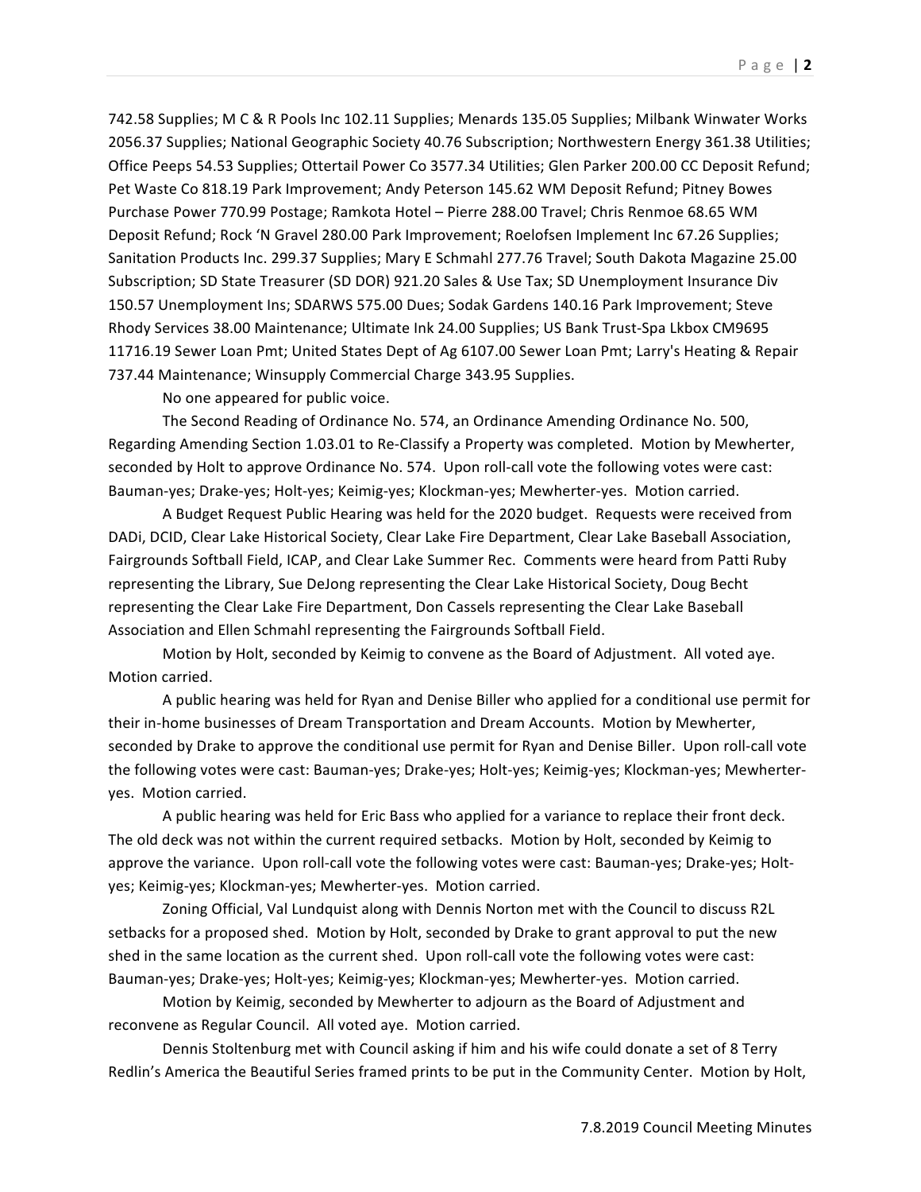742.58 Supplies; M C & R Pools Inc 102.11 Supplies; Menards 135.05 Supplies; Milbank Winwater Works 2056.37 Supplies; National Geographic Society 40.76 Subscription; Northwestern Energy 361.38 Utilities; Office Peeps 54.53 Supplies; Ottertail Power Co 3577.34 Utilities; Glen Parker 200.00 CC Deposit Refund; Pet Waste Co 818.19 Park Improvement; Andy Peterson 145.62 WM Deposit Refund; Pitney Bowes Purchase Power 770.99 Postage; Ramkota Hotel – Pierre 288.00 Travel; Chris Renmoe 68.65 WM Deposit Refund; Rock 'N Gravel 280.00 Park Improvement; Roelofsen Implement Inc 67.26 Supplies; Sanitation Products Inc. 299.37 Supplies; Mary E Schmahl 277.76 Travel; South Dakota Magazine 25.00 Subscription; SD State Treasurer (SD DOR) 921.20 Sales & Use Tax; SD Unemployment Insurance Div 150.57 Unemployment Ins; SDARWS 575.00 Dues; Sodak Gardens 140.16 Park Improvement; Steve Rhody Services 38.00 Maintenance; Ultimate Ink 24.00 Supplies; US Bank Trust-Spa Lkbox CM9695 11716.19 Sewer Loan Pmt; United States Dept of Ag 6107.00 Sewer Loan Pmt; Larry's Heating & Repair 737.44 Maintenance; Winsupply Commercial Charge 343.95 Supplies.

No one appeared for public voice.

The Second Reading of Ordinance No. 574, an Ordinance Amending Ordinance No. 500, Regarding Amending Section 1.03.01 to Re-Classify a Property was completed. Motion by Mewherter, seconded by Holt to approve Ordinance No. 574. Upon roll-call vote the following votes were cast: Bauman-yes; Drake-yes; Holt-yes; Keimig-yes; Klockman-yes; Mewherter-yes. Motion carried.

A Budget Request Public Hearing was held for the 2020 budget. Requests were received from DADi, DCID, Clear Lake Historical Society, Clear Lake Fire Department, Clear Lake Baseball Association, Fairgrounds Softball Field, ICAP, and Clear Lake Summer Rec. Comments were heard from Patti Ruby representing the Library, Sue DeJong representing the Clear Lake Historical Society, Doug Becht representing the Clear Lake Fire Department, Don Cassels representing the Clear Lake Baseball Association and Ellen Schmahl representing the Fairgrounds Softball Field.

Motion by Holt, seconded by Keimig to convene as the Board of Adjustment. All voted aye. Motion carried.

A public hearing was held for Ryan and Denise Biller who applied for a conditional use permit for their in-home businesses of Dream Transportation and Dream Accounts. Motion by Mewherter, seconded by Drake to approve the conditional use permit for Ryan and Denise Biller. Upon roll-call vote the following votes were cast: Bauman-yes; Drake-yes; Holt-yes; Keimig-yes; Klockman-yes; Mewherter-yes. Motion carried.

A public hearing was held for Eric Bass who applied for a variance to replace their front deck. The old deck was not within the current required setbacks. Motion by Holt, seconded by Keimig to approve the variance. Upon roll-call vote the following votes were cast: Bauman-yes; Drake-yes; Holt-yes; Keimig-yes; Klockman-yes; Mewherter-yes. Motion carried.

Zoning Official, Val Lundquist along with Dennis Norton met with the Council to discuss R2L setbacks for a proposed shed. Motion by Holt, seconded by Drake to grant approval to put the new shed in the same location as the current shed. Upon roll-call vote the following votes were cast: Bauman-yes; Drake-yes; Holt-yes; Keimig-yes; Klockman-yes; Mewherter-yes. Motion carried.

Motion by Keimig, seconded by Mewherter to adjourn as the Board of Adjustment and reconvene as Regular Council. All voted aye. Motion carried.

Dennis Stoltenburg met with Council asking if him and his wife could donate a set of 8 Terry Redlin's America the Beautiful Series framed prints to be put in the Community Center. Motion by Holt,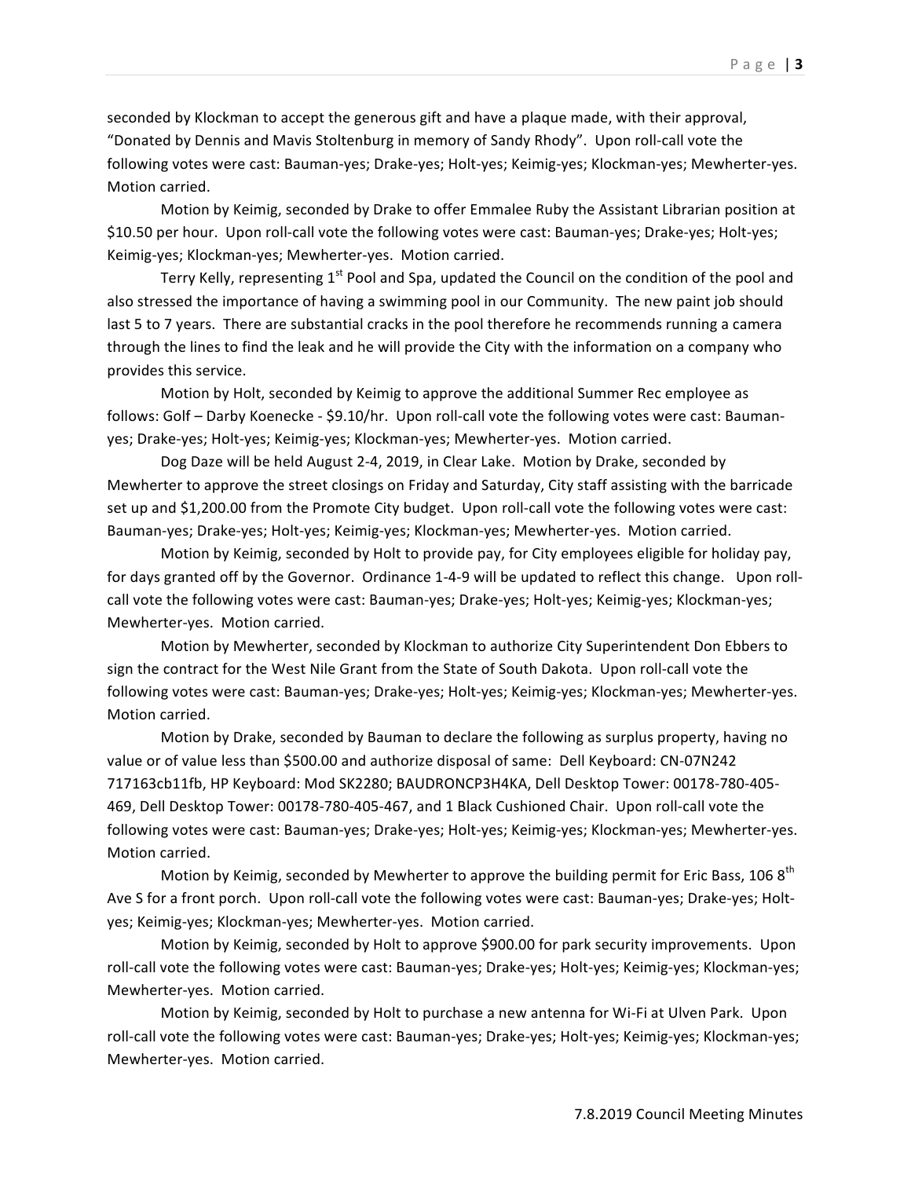seconded by Klockman to accept the generous gift and have a plaque made, with their approval, "Donated by Dennis and Mavis Stoltenburg in memory of Sandy Rhody". Upon roll-call vote the following votes were cast: Bauman-yes; Drake-yes; Holt-yes; Keimig-yes; Klockman-yes; Mewherter-yes. Motion carried.

Motion by Keimig, seconded by Drake to offer Emmalee Ruby the Assistant Librarian position at $10.50 per hour. Upon roll-call vote the following votes were cast: Bauman-yes; Drake-yes; Holt-yes; Keimig-yes; Klockman-yes; Mewherter-yes. Motion carried.

Terry Kelly, representing 1st Pool and Spa, updated the Council on the condition of the pool and also stressed the importance of having a swimming pool in our Community. The new paint job should last 5 to 7 years. There are substantial cracks in the pool therefore he recommends running a camera through the lines to find the leak and he will provide the City with the information on a company who provides this service.

Motion by Holt, seconded by Keimig to approve the additional Summer Rec employee as follows: Golf – Darby Koenecke - $9.10/hr. Upon roll-call vote the following votes were cast: Bauman-yes; Drake-yes; Holt-yes; Keimig-yes; Klockman-yes; Mewherter-yes. Motion carried.

Dog Daze will be held August 2-4, 2019, in Clear Lake. Motion by Drake, seconded by Mewherter to approve the street closings on Friday and Saturday, City staff assisting with the barricade set up and $1,200.00 from the Promote City budget. Upon roll-call vote the following votes were cast: Bauman-yes; Drake-yes; Holt-yes; Keimig-yes; Klockman-yes; Mewherter-yes. Motion carried.

Motion by Keimig, seconded by Holt to provide pay, for City employees eligible for holiday pay, for days granted off by the Governor. Ordinance 1-4-9 will be updated to reflect this change. Upon roll-call vote the following votes were cast: Bauman-yes; Drake-yes; Holt-yes; Keimig-yes; Klockman-yes; Mewherter-yes. Motion carried.

Motion by Mewherter, seconded by Klockman to authorize City Superintendent Don Ebbers to sign the contract for the West Nile Grant from the State of South Dakota. Upon roll-call vote the following votes were cast: Bauman-yes; Drake-yes; Holt-yes; Keimig-yes; Klockman-yes; Mewherter-yes. Motion carried.

Motion by Drake, seconded by Bauman to declare the following as surplus property, having no value or of value less than $500.00 and authorize disposal of same: Dell Keyboard: CN-07N242 717163cb11fb, HP Keyboard: Mod SK2280; BAUDRONCP3H4KA, Dell Desktop Tower: 00178-780-405-469, Dell Desktop Tower: 00178-780-405-467, and 1 Black Cushioned Chair. Upon roll-call vote the following votes were cast: Bauman-yes; Drake-yes; Holt-yes; Keimig-yes; Klockman-yes; Mewherter-yes. Motion carried.

Motion by Keimig, seconded by Mewherter to approve the building permit for Eric Bass, 106 8th Ave S for a front porch. Upon roll-call vote the following votes were cast: Bauman-yes; Drake-yes; Holt-yes; Keimig-yes; Klockman-yes; Mewherter-yes. Motion carried.

Motion by Keimig, seconded by Holt to approve $900.00 for park security improvements. Upon roll-call vote the following votes were cast: Bauman-yes; Drake-yes; Holt-yes; Keimig-yes; Klockman-yes; Mewherter-yes. Motion carried.

Motion by Keimig, seconded by Holt to purchase a new antenna for Wi-Fi at Ulven Park. Upon roll-call vote the following votes were cast: Bauman-yes; Drake-yes; Holt-yes; Keimig-yes; Klockman-yes; Mewherter-yes. Motion carried.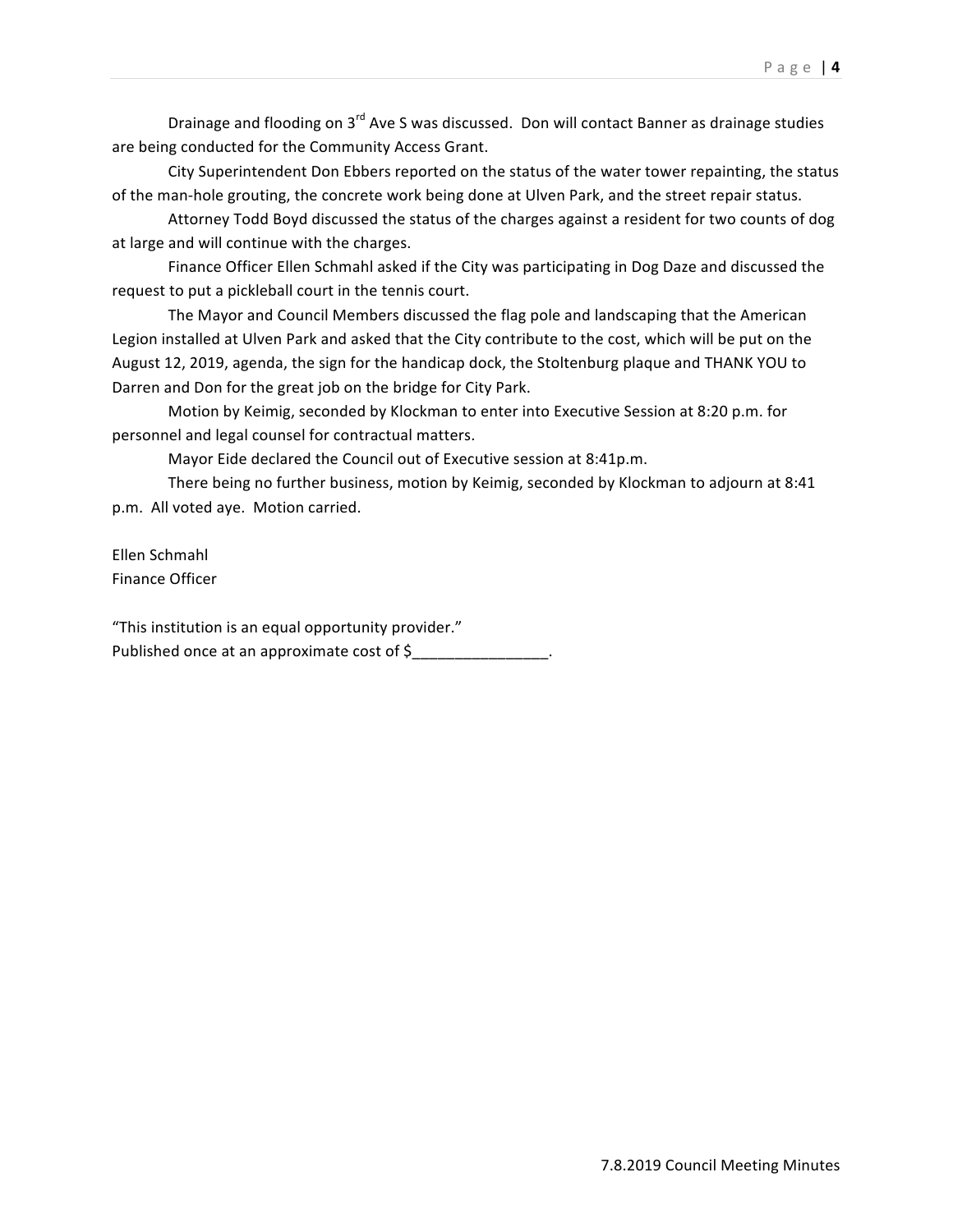Drainage and flooding on 3rd Ave S was discussed. Don will contact Banner as drainage studies are being conducted for the Community Access Grant.

City Superintendent Don Ebbers reported on the status of the water tower repainting, the status of the man-hole grouting, the concrete work being done at Ulven Park, and the street repair status.

Attorney Todd Boyd discussed the status of the charges against a resident for two counts of dog at large and will continue with the charges.

Finance Officer Ellen Schmahl asked if the City was participating in Dog Daze and discussed the request to put a pickleball court in the tennis court.

The Mayor and Council Members discussed the flag pole and landscaping that the American Legion installed at Ulven Park and asked that the City contribute to the cost, which will be put on the August 12, 2019, agenda, the sign for the handicap dock, the Stoltenburg plaque and THANK YOU to Darren and Don for the great job on the bridge for City Park.

Motion by Keimig, seconded by Klockman to enter into Executive Session at 8:20 p.m. for personnel and legal counsel for contractual matters.

Mayor Eide declared the Council out of Executive session at 8:41p.m.

There being no further business, motion by Keimig, seconded by Klockman to adjourn at 8:41 p.m. All voted aye. Motion carried.

Ellen Schmahl
Finance Officer

"This institution is an equal opportunity provider."
Published once at an approximate cost of $________________.